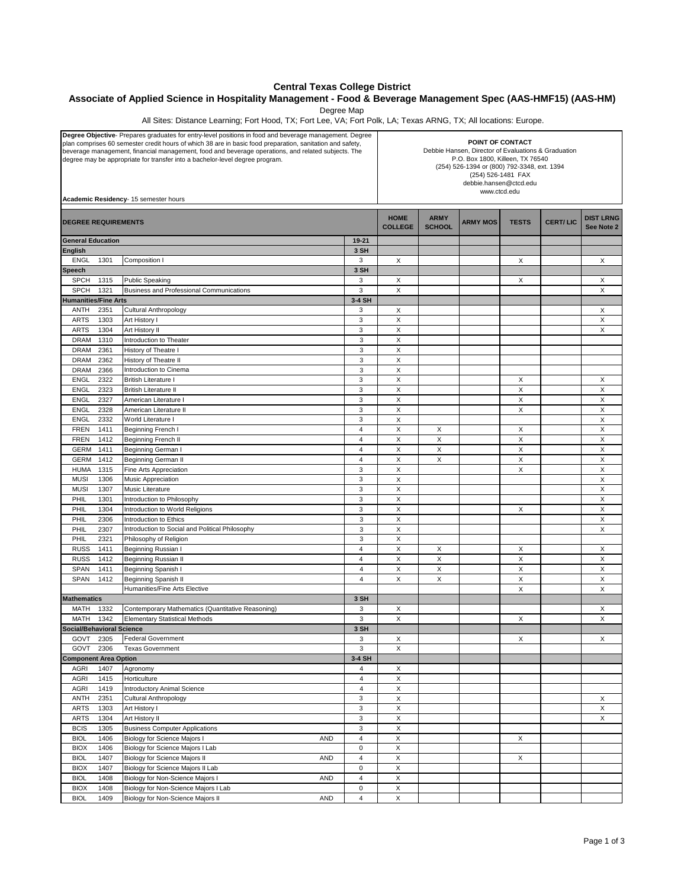# Central Texas College District

## Associate of Applied Science in Hospitality Management - Food & Beverage Management Spec (AAS-HMF15) (AAS-HM)

Degree Map

All Sites: Distance Learning; Fort Hood, TX; Fort Lee, VA; Fort Polk, LA; Texas ARNG, TX; All locations: Europe.

**Degree Objective**- Prepares graduates for entry-level positions in food and beverage management. Degree plan comprises 60 semester credit hours of which 38 are in basic food preparation, sanitation and safety, beverage management, financial management, food and beverage operations, and related subjects. The degree may be appropriate for transfer into a bachelor-level degree program.

**Academic Residency**- 15 semester hours

**POINT OF CONTACT**
Debbie Hansen, Director of Evaluations & Graduation
P.O. Box 1800, Killeen, TX 76540
(254) 526-1394 or (800) 792-3348, ext. 1394
(254) 526-1481 FAX
debbie.hansen@ctcd.edu
www.ctcd.edu

| DEGREE REQUIREMENTS | | | | | HOME COLLEGE | ARMY SCHOOL | ARMY MOS | TESTS | CERT/ LIC | DIST LRNG See Note 2 |
|---|---|---|---|---|---|---|---|---|---|---|
| **General Education** | | | | 19-21 | | | | | | |
| **English** | | | | 3 SH | | | | | | |
| ENGL | 1301 | Composition I | | 3 | X | | | X | | X |
| **Speech** | | | | 3 SH | | | | | | |
| SPCH | 1315 | Public Speaking | | 3 | X | | | X | | X |
| SPCH | 1321 | Business and Professional Communications | | 3 | X | | | | | X |
| **Humanities/Fine Arts** | | | | 3-4 SH | | | | | | |
| ANTH | 2351 | Cultural Anthropology | | 3 | X | | | | | X |
| ARTS | 1303 | Art History I | | 3 | X | | | | | X |
| ARTS | 1304 | Art History II | | 3 | X | | | | | X |
| DRAM | 1310 | Introduction to Theater | | 3 | X | | | | | |
| DRAM | 2361 | History of Theatre I | | 3 | X | | | | | |
| DRAM | 2362 | History of Theatre II | | 3 | X | | | | | |
| DRAM | 2366 | Introduction to Cinema | | 3 | X | | | | | |
| ENGL | 2322 | British Literature I | | 3 | X | | | X | | X |
| ENGL | 2323 | British Literature II | | 3 | X | | | X | | X |
| ENGL | 2327 | American Literature I | | 3 | X | | | X | | X |
| ENGL | 2328 | American Literature II | | 3 | X | | | X | | X |
| ENGL | 2332 | World Literature I | | 3 | X | | | | | X |
| FREN | 1411 | Beginning French I | | 4 | X | X | | X | | X |
| FREN | 1412 | Beginning French II | | 4 | X | X | | X | | X |
| GERM | 1411 | Beginning German I | | 4 | X | X | | X | | X |
| GERM | 1412 | Beginning German II | | 4 | X | X | | X | | X |
| HUMA | 1315 | Fine Arts Appreciation | | 3 | X | | | X | | X |
| MUSI | 1306 | Music Appreciation | | 3 | X | | | | | X |
| MUSI | 1307 | Music Literature | | 3 | X | | | | | X |
| PHIL | 1301 | Introduction to Philosophy | | 3 | X | | | | | X |
| PHIL | 1304 | Introduction to World Religions | | 3 | X | | | X | | X |
| PHIL | 2306 | Introduction to Ethics | | 3 | X | | | | | X |
| PHIL | 2307 | Introduction to Social and Political Philosophy | | 3 | X | | | | | X |
| PHIL | 2321 | Philosophy of Religion | | 3 | X | | | | | |
| RUSS | 1411 | Beginning Russian I | | 4 | X | X | | X | | X |
| RUSS | 1412 | Beginning Russian II | | 4 | X | X | | X | | X |
| SPAN | 1411 | Beginning Spanish I | | 4 | X | X | | X | | X |
| SPAN | 1412 | Beginning Spanish II | | 4 | X | X | | X | | X |
| | | Humanities/Fine Arts Elective | | | | | | X | | X |
| **Mathematics** | | | | 3 SH | | | | | | |
| MATH | 1332 | Contemporary Mathematics (Quantitative Reasoning) | | 3 | X | | | | | X |
| MATH | 1342 | Elementary Statistical Methods | | 3 | X | | | X | | X |
| **Social/Behavioral Science** | | | | 3 SH | | | | | | |
| GOVT | 2305 | Federal Government | | 3 | X | | | X | | X |
| GOVT | 2306 | Texas Government | | 3 | X | | | | | |
| **Component Area Option** | | | | 3-4 SH | | | | | | |
| AGRI | 1407 | Agronomy | | 4 | X | | | | | |
| AGRI | 1415 | Horticulture | | 4 | X | | | | | |
| AGRI | 1419 | Introductory Animal Science | | 4 | X | | | | | |
| ANTH | 2351 | Cultural Anthropology | | 3 | X | | | | | X |
| ARTS | 1303 | Art History I | | 3 | X | | | | | X |
| ARTS | 1304 | Art History II | | 3 | X | | | | | X |
| BCIS | 1305 | Business Computer Applications | | 3 | X | | | | | |
| BIOL | 1406 | Biology for Science Majors I | AND | 4 | X | | | X | | |
| BIOX | 1406 | Biology for Science Majors I Lab | | 0 | X | | | | | |
| BIOL | 1407 | Biology for Science Majors II | AND | 4 | X | | | X | | |
| BIOX | 1407 | Biology for Science Majors II Lab | | 0 | X | | | | | |
| BIOL | 1408 | Biology for Non-Science Majors I | AND | 4 | X | | | | | |
| BIOX | 1408 | Biology for Non-Science Majors I Lab | | 0 | X | | | | | |
| BIOL | 1409 | Biology for Non-Science Majors II | AND | 4 | X | | | | | |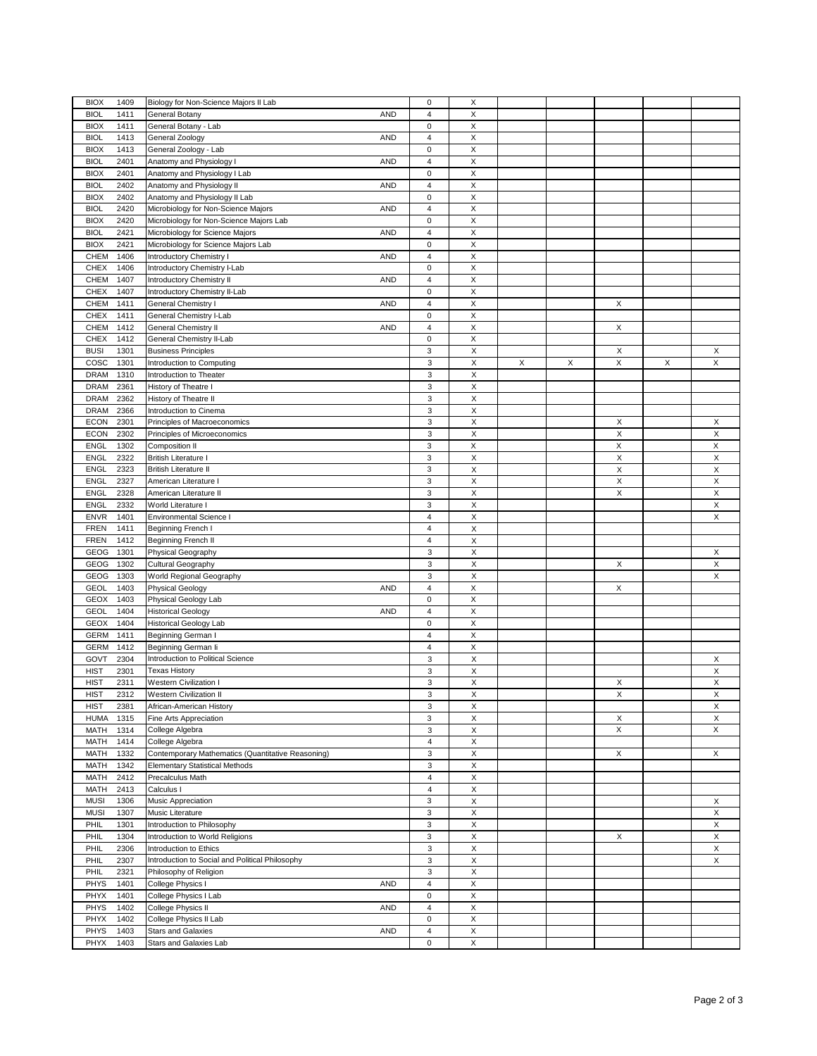| | | | | | | | | | | |
|---|---|---|---|---|---|---|---|---|---|---|
| BIOX | 1409 | Biology for Non-Science Majors II Lab | | 0 | X | | | | | |
| BIOL | 1411 | General Botany | AND | 4 | X | | | | | |
| BIOX | 1411 | General Botany - Lab | | 0 | X | | | | | |
| BIOL | 1413 | General Zoology | AND | 4 | X | | | | | |
| BIOX | 1413 | General Zoology - Lab | | 0 | X | | | | | |
| BIOL | 2401 | Anatomy and Physiology I | AND | 4 | X | | | | | |
| BIOX | 2401 | Anatomy and Physiology I Lab | | 0 | X | | | | | |
| BIOL | 2402 | Anatomy and Physiology II | AND | 4 | X | | | | | |
| BIOX | 2402 | Anatomy and Physiology II Lab | | 0 | X | | | | | |
| BIOL | 2420 | Microbiology for Non-Science Majors | AND | 4 | X | | | | | |
| BIOX | 2420 | Microbiology for Non-Science Majors Lab | | 0 | X | | | | | |
| BIOL | 2421 | Microbiology for Science Majors | AND | 4 | X | | | | | |
| BIOX | 2421 | Microbiology for Science Majors Lab | | 0 | X | | | | | |
| CHEM | 1406 | Introductory Chemistry I | AND | 4 | X | | | | | |
| CHEX | 1406 | Introductory Chemistry I-Lab | | 0 | X | | | | | |
| CHEM | 1407 | Introductory Chemistry II | AND | 4 | X | | | | | |
| CHEX | 1407 | Introductory Chemistry II-Lab | | 0 | X | | | | | |
| CHEM | 1411 | General Chemistry I | AND | 4 | X | | | X | | |
| CHEX | 1411 | General Chemistry I-Lab | | 0 | X | | | | | |
| CHEM | 1412 | General Chemistry II | AND | 4 | X | | | X | | |
| CHEX | 1412 | General Chemistry II-Lab | | 0 | X | | | | | |
| BUSI | 1301 | Business Principles | | 3 | X | | | X | | X |
| COSC | 1301 | Introduction to Computing | | 3 | X | X | X | X | X | X |
| DRAM | 1310 | Introduction to Theater | | 3 | X | | | | | |
| DRAM | 2361 | History of Theatre I | | 3 | X | | | | | |
| DRAM | 2362 | History of Theatre II | | 3 | X | | | | | |
| DRAM | 2366 | Introduction to Cinema | | 3 | X | | | | | |
| ECON | 2301 | Principles of Macroeconomics | | 3 | X | | | X | | X |
| ECON | 2302 | Principles of Microeconomics | | 3 | X | | | X | | X |
| ENGL | 1302 | Composition II | | 3 | X | | | X | | X |
| ENGL | 2322 | British Literature I | | 3 | X | | | X | | X |
| ENGL | 2323 | British Literature II | | 3 | X | | | X | | X |
| ENGL | 2327 | American Literature I | | 3 | X | | | X | | X |
| ENGL | 2328 | American Literature II | | 3 | X | | | X | | X |
| ENGL | 2332 | World Literature I | | 3 | X | | | | | X |
| ENVR | 1401 | Environmental Science I | | 4 | X | | | | | X |
| FREN | 1411 | Beginning French I | | 4 | X | | | | | |
| FREN | 1412 | Beginning French II | | 4 | X | | | | | |
| GEOG | 1301 | Physical Geography | | 3 | X | | | | | X |
| GEOG | 1302 | Cultural Geography | | 3 | X | | | X | | X |
| GEOG | 1303 | World Regional Geography | | 3 | X | | | | | X |
| GEOL | 1403 | Physical Geology | AND | 4 | X | | | X | | |
| GEOX | 1403 | Physical Geology Lab | | 0 | X | | | | | |
| GEOL | 1404 | Historical Geology | AND | 4 | X | | | | | |
| GEOX | 1404 | Historical Geology Lab | | 0 | X | | | | | |
| GERM | 1411 | Beginning German I | | 4 | X | | | | | |
| GERM | 1412 | Beginning German Ii | | 4 | X | | | | | |
| GOVT | 2304 | Introduction to Political Science | | 3 | X | | | | | X |
| HIST | 2301 | Texas History | | 3 | X | | | | | X |
| HIST | 2311 | Western Civilization I | | 3 | X | | | X | | X |
| HIST | 2312 | Western Civilization II | | 3 | X | | | X | | X |
| HIST | 2381 | African-American History | | 3 | X | | | | | X |
| HUMA | 1315 | Fine Arts Appreciation | | 3 | X | | | X | | X |
| MATH | 1314 | College Algebra | | 3 | X | | | X | | X |
| MATH | 1414 | College Algebra | | 4 | X | | | | | |
| MATH | 1332 | Contemporary Mathematics (Quantitative Reasoning) | | 3 | X | | | X | | X |
| MATH | 1342 | Elementary Statistical Methods | | 3 | X | | | | | |
| MATH | 2412 | Precalculus Math | | 4 | X | | | | | |
| MATH | 2413 | Calculus I | | 4 | X | | | | | |
| MUSI | 1306 | Music Appreciation | | 3 | X | | | | | X |
| MUSI | 1307 | Music Literature | | 3 | X | | | | | X |
| PHIL | 1301 | Introduction to Philosophy | | 3 | X | | | | | X |
| PHIL | 1304 | Introduction to World Religions | | 3 | X | | | X | | X |
| PHIL | 2306 | Introduction to Ethics | | 3 | X | | | | | X |
| PHIL | 2307 | Introduction to Social and Political Philosophy | | 3 | X | | | | | X |
| PHIL | 2321 | Philosophy of Religion | | 3 | X | | | | | |
| PHYS | 1401 | College Physics I | AND | 4 | X | | | | | |
| PHYX | 1401 | College Physics I Lab | | 0 | X | | | | | |
| PHYS | 1402 | College Physics II | AND | 4 | X | | | | | |
| PHYX | 1402 | College Physics II Lab | | 0 | X | | | | | |
| PHYS | 1403 | Stars and Galaxies | AND | 4 | X | | | | | |
| PHYX | 1403 | Stars and Galaxies Lab | | 0 | X | | | | | |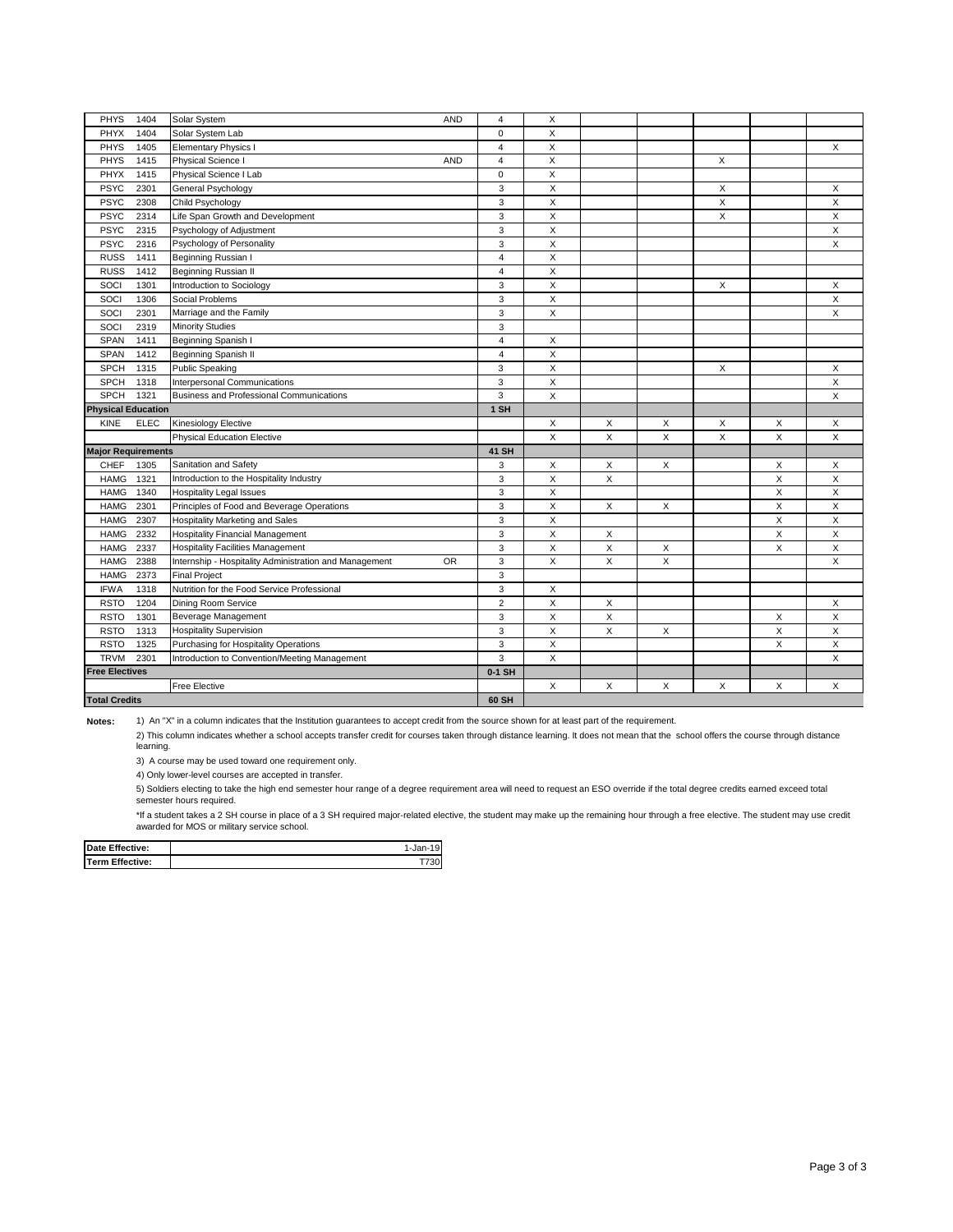| | | | | | | | | | | |
|---|---|---|---|---|---|---|---|---|---|---|
| PHYS | 1404 | Solar System | AND | 4 | X | | | | | |
| PHYX | 1404 | Solar System Lab | | 0 | X | | | | | |
| PHYS | 1405 | Elementary Physics I | | 4 | X | | | | | X |
| PHYS | 1415 | Physical Science I | AND | 4 | X | | | X | | |
| PHYX | 1415 | Physical Science I Lab | | 0 | X | | | | | |
| PSYC | 2301 | General Psychology | | 3 | X | | | X | | X |
| PSYC | 2308 | Child Psychology | | 3 | X | | | X | | X |
| PSYC | 2314 | Life Span Growth and Development | | 3 | X | | | X | | X |
| PSYC | 2315 | Psychology of Adjustment | | 3 | X | | | | | X |
| PSYC | 2316 | Psychology of Personality | | 3 | X | | | | | X |
| RUSS | 1411 | Beginning Russian I | | 4 | X | | | | | |
| RUSS | 1412 | Beginning Russian II | | 4 | X | | | | | |
| SOCI | 1301 | Introduction to Sociology | | 3 | X | | | X | | X |
| SOCI | 1306 | Social Problems | | 3 | X | | | | | X |
| SOCI | 2301 | Marriage and the Family | | 3 | X | | | | | X |
| SOCI | 2319 | Minority Studies | | 3 | | | | | | |
| SPAN | 1411 | Beginning Spanish I | | 4 | X | | | | | |
| SPAN | 1412 | Beginning Spanish II | | 4 | X | | | | | |
| SPCH | 1315 | Public Speaking | | 3 | X | | | X | | X |
| SPCH | 1318 | Interpersonal Communications | | 3 | X | | | | | X |
| SPCH | 1321 | Business and Professional Communications | | 3 | X | | | | | X |
| **Physical Education** | | | | **1 SH** | | | | | | |
| KINE | ELEC | Kinesiology Elective | | | X | X | X | X | X | X |
| | | Physical Education Elective | | | X | X | X | X | X | X |
| **Major Requirements** | | | | **41 SH** | | | | | | |
| CHEF | 1305 | Sanitation and Safety | | 3 | X | X | X | | X | X |
| HAMG | 1321 | Introduction to the Hospitality Industry | | 3 | X | X | | | X | X |
| HAMG | 1340 | Hospitality Legal Issues | | 3 | X | | | | X | X |
| HAMG | 2301 | Principles of Food and Beverage Operations | | 3 | X | X | X | | X | X |
| HAMG | 2307 | Hospitality Marketing and Sales | | 3 | X | | | | X | X |
| HAMG | 2332 | Hospitality Financial Management | | 3 | X | X | | | X | X |
| HAMG | 2337 | Hospitality Facilities Management | | 3 | X | X | X | | X | X |
| HAMG | 2388 | Internship - Hospitality Administration and Management | OR | 3 | X | X | X | | | X |
| HAMG | 2373 | Final Project | | 3 | | | | | | |
| IFWA | 1318 | Nutrition for the Food Service Professional | | 3 | X | | | | | |
| RSTO | 1204 | Dining Room Service | | 2 | X | X | | | | X |
| RSTO | 1301 | Beverage Management | | 3 | X | X | | | X | X |
| RSTO | 1313 | Hospitality Supervision | | 3 | X | X | X | | X | X |
| RSTO | 1325 | Purchasing for Hospitality Operations | | 3 | X | | | | X | X |
| TRVM | 2301 | Introduction to Convention/Meeting Management | | 3 | X | | | | | X |
| **Free Electives** | | | | **0-1 SH** | | | | | | |
| | | Free Elective | | | X | X | X | X | X | X |
| **Total Credits** | | | | **60 SH** | | | | | | |

**Notes:**

1) An "X" in a column indicates that the Institution guarantees to accept credit from the source shown for at least part of the requirement.

2) This column indicates whether a school accepts transfer credit for courses taken through distance learning. It does not mean that the school offers the course through distance learning.

3) A course may be used toward one requirement only.

4) Only lower-level courses are accepted in transfer.

5) Soldiers electing to take the high end semester hour range of a degree requirement area will need to request an ESO override if the total degree credits earned exceed total semester hours required.

*If a student takes a 2 SH course in place of a 3 SH required major-related elective, the student may make up the remaining hour through a free elective. The student may use credit awarded for MOS or military service school.

| | |
|---|---|
| **Date Effective:** | 1-Jan-19 |
| **Term Effective:** | T730 |